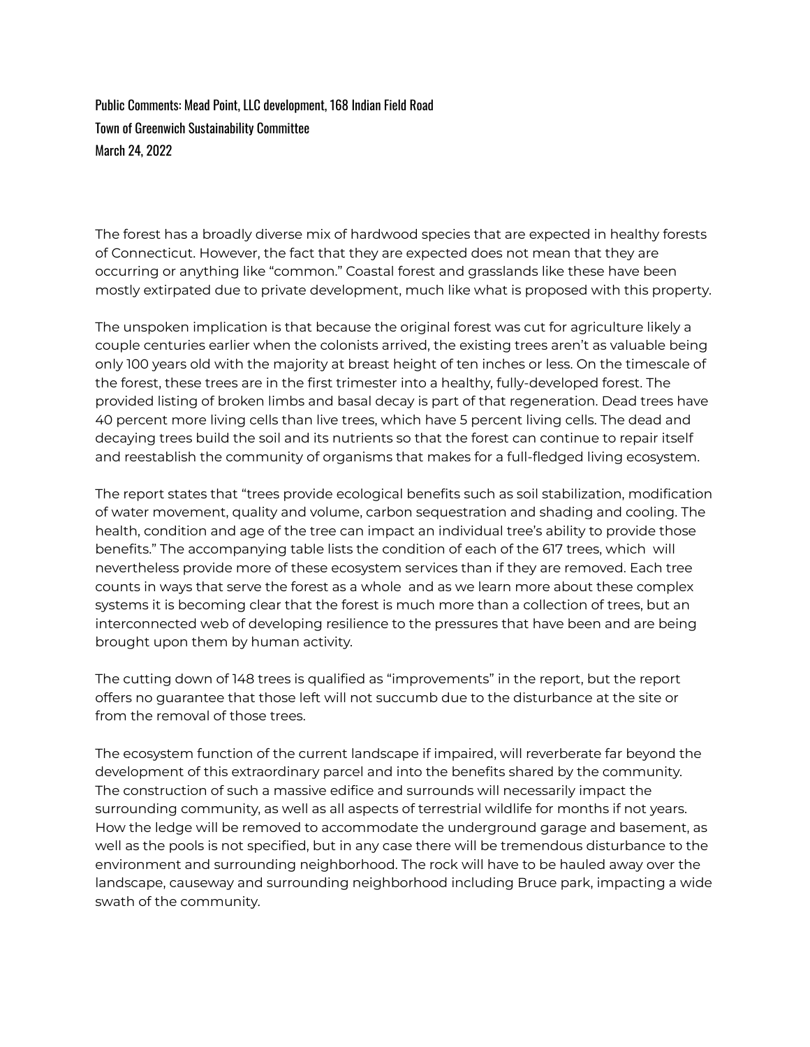Public Comments: Mead Point, LLC development, 168 Indian Field Road

Town of Greenwich Sustainability Committee

March 24, 2022

The forest has a broadly diverse mix of hardwood species that are expected in healthy forests of Connecticut. However, the fact that they are expected does not mean that they are occurring or anything like "common." Coastal forest and grasslands like these have been mostly extirpated due to private development, much like what is proposed with this property.

The unspoken implication is that because the original forest was cut for agriculture likely a couple centuries earlier when the colonists arrived, the existing trees aren't as valuable being only 100 years old with the majority at breast height of ten inches or less. On the timescale of the forest, these trees are in the first trimester into a healthy, fully-developed forest. The provided listing of broken limbs and basal decay is part of that regeneration. Dead trees have 40 percent more living cells than live trees, which have 5 percent living cells. The dead and decaying trees build the soil and its nutrients so that the forest can continue to repair itself and reestablish the community of organisms that makes for a full-fledged living ecosystem.

The report states that "trees provide ecological benefits such as soil stabilization, modification of water movement, quality and volume, carbon sequestration and shading and cooling. The health, condition and age of the tree can impact an individual tree's ability to provide those benefits." The accompanying table lists the condition of each of the 617 trees, which will nevertheless provide more of these ecosystem services than if they are removed. Each tree counts in ways that serve the forest as a whole and as we learn more about these complex systems it is becoming clear that the forest is much more than a collection of trees, but an interconnected web of developing resilience to the pressures that have been and are being brought upon them by human activity.

The cutting down of 148 trees is qualified as "improvements" in the report, but the report offers no guarantee that those left will not succumb due to the disturbance at the site or from the removal of those trees.

The ecosystem function of the current landscape if impaired, will reverberate far beyond the development of this extraordinary parcel and into the benefits shared by the community. The construction of such a massive edifice and surrounds will necessarily impact the surrounding community, as well as all aspects of terrestrial wildlife for months if not years. How the ledge will be removed to accommodate the underground garage and basement, as well as the pools is not specified, but in any case there will be tremendous disturbance to the environment and surrounding neighborhood. The rock will have to be hauled away over the landscape, causeway and surrounding neighborhood including Bruce park, impacting a wide swath of the community.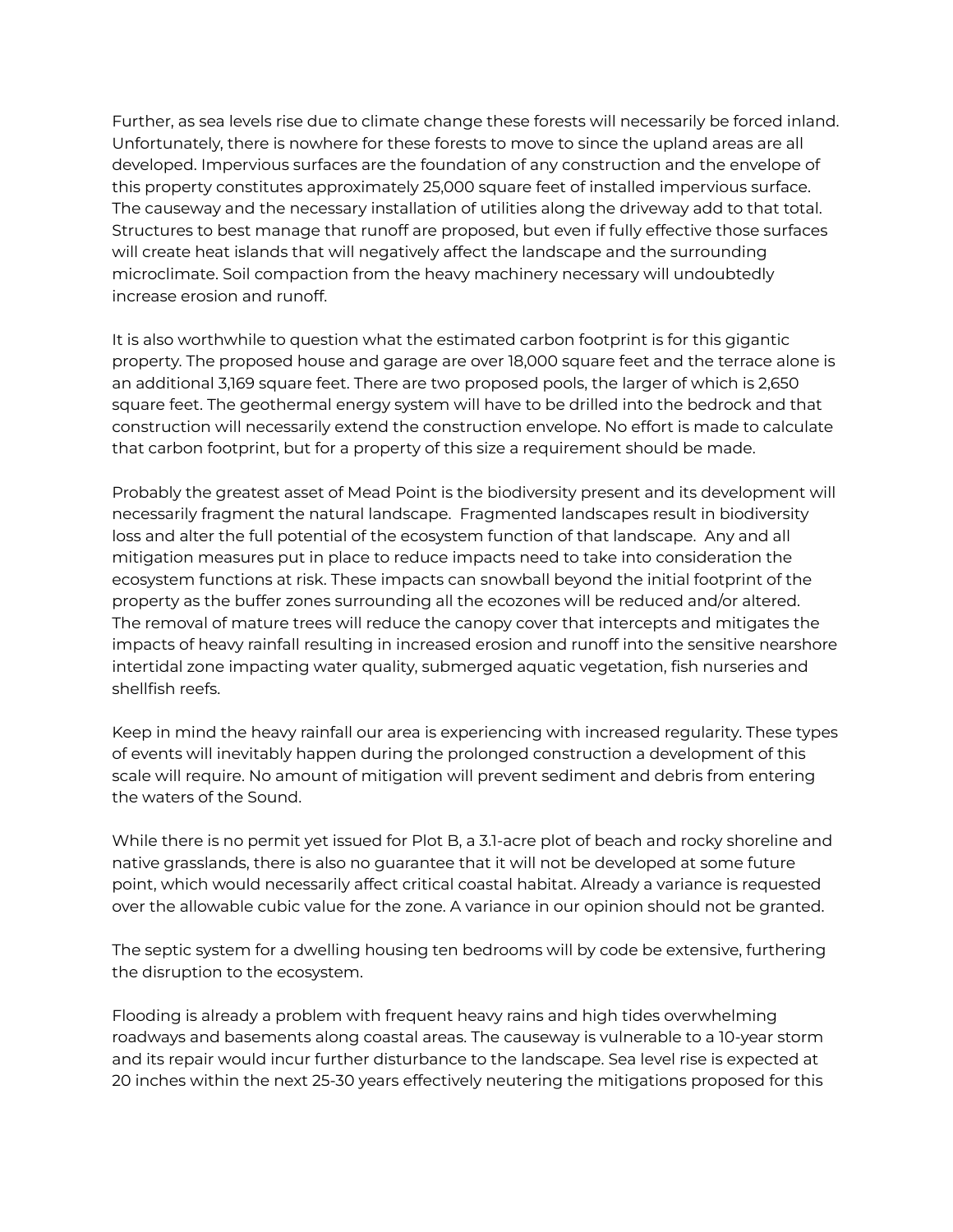Further, as sea levels rise due to climate change these forests will necessarily be forced inland. Unfortunately, there is nowhere for these forests to move to since the upland areas are all developed. Impervious surfaces are the foundation of any construction and the envelope of this property constitutes approximately 25,000 square feet of installed impervious surface. The causeway and the necessary installation of utilities along the driveway add to that total. Structures to best manage that runoff are proposed, but even if fully effective those surfaces will create heat islands that will negatively affect the landscape and the surrounding microclimate. Soil compaction from the heavy machinery necessary will undoubtedly increase erosion and runoff.

It is also worthwhile to question what the estimated carbon footprint is for this gigantic property. The proposed house and garage are over 18,000 square feet and the terrace alone is an additional 3,169 square feet. There are two proposed pools, the larger of which is 2,650 square feet. The geothermal energy system will have to be drilled into the bedrock and that construction will necessarily extend the construction envelope. No effort is made to calculate that carbon footprint, but for a property of this size a requirement should be made.

Probably the greatest asset of Mead Point is the biodiversity present and its development will necessarily fragment the natural landscape. Fragmented landscapes result in biodiversity loss and alter the full potential of the ecosystem function of that landscape. Any and all mitigation measures put in place to reduce impacts need to take into consideration the ecosystem functions at risk. These impacts can snowball beyond the initial footprint of the property as the buffer zones surrounding all the ecozones will be reduced and/or altered. The removal of mature trees will reduce the canopy cover that intercepts and mitigates the impacts of heavy rainfall resulting in increased erosion and runoff into the sensitive nearshore intertidal zone impacting water quality, submerged aquatic vegetation, fish nurseries and shellfish reefs.

Keep in mind the heavy rainfall our area is experiencing with increased regularity. These types of events will inevitably happen during the prolonged construction a development of this scale will require. No amount of mitigation will prevent sediment and debris from entering the waters of the Sound.

While there is no permit yet issued for Plot B, a 3.1-acre plot of beach and rocky shoreline and native grasslands, there is also no guarantee that it will not be developed at some future point, which would necessarily affect critical coastal habitat. Already a variance is requested over the allowable cubic value for the zone. A variance in our opinion should not be granted.

The septic system for a dwelling housing ten bedrooms will by code be extensive, furthering the disruption to the ecosystem.

Flooding is already a problem with frequent heavy rains and high tides overwhelming roadways and basements along coastal areas. The causeway is vulnerable to a 10-year storm and its repair would incur further disturbance to the landscape. Sea level rise is expected at 20 inches within the next 25-30 years effectively neutering the mitigations proposed for this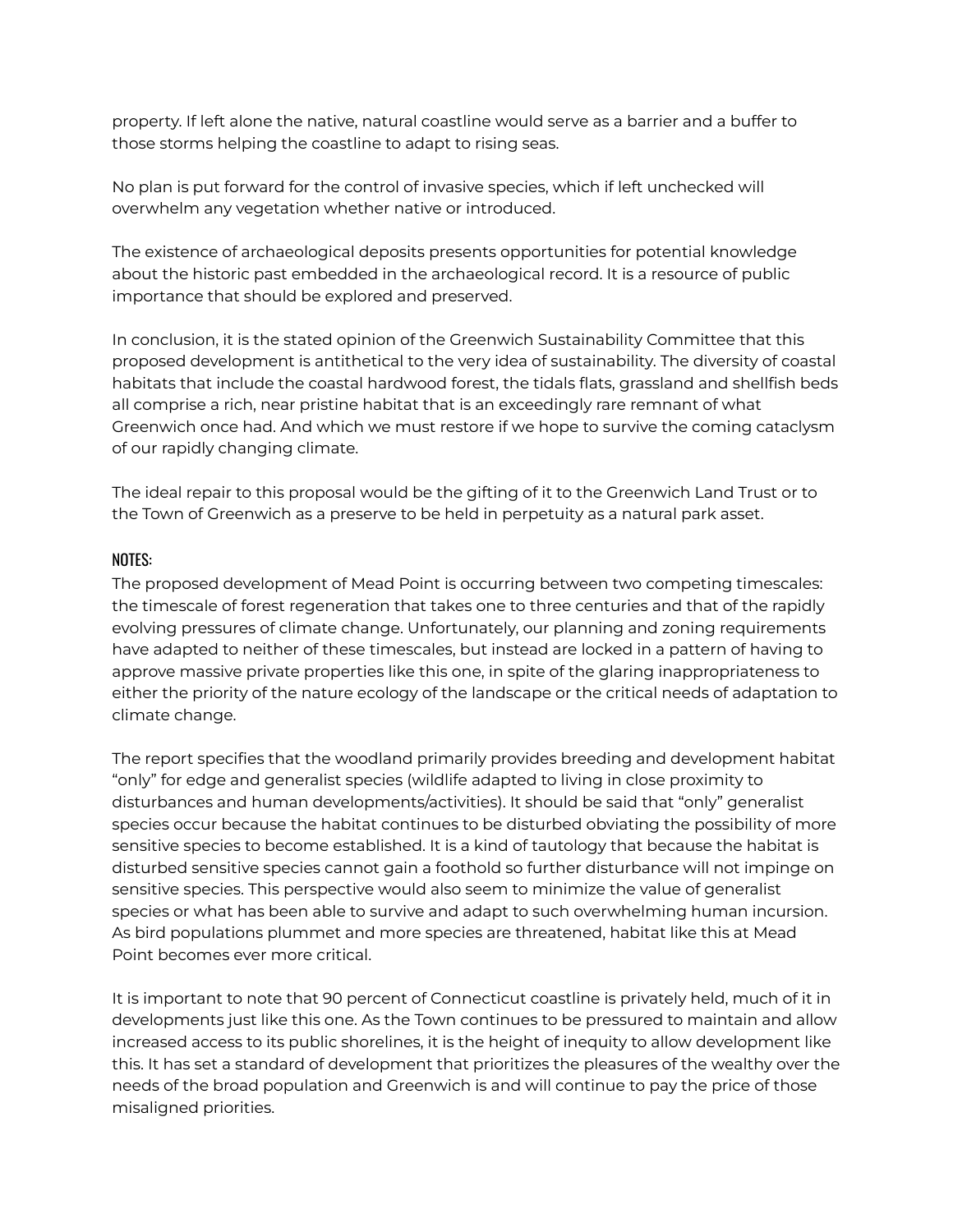property. If left alone the native, natural coastline would serve as a barrier and a buffer to those storms helping the coastline to adapt to rising seas.

No plan is put forward for the control of invasive species, which if left unchecked will overwhelm any vegetation whether native or introduced.

The existence of archaeological deposits presents opportunities for potential knowledge about the historic past embedded in the archaeological record. It is a resource of public importance that should be explored and preserved.

In conclusion, it is the stated opinion of the Greenwich Sustainability Committee that this proposed development is antithetical to the very idea of sustainability. The diversity of coastal habitats that include the coastal hardwood forest, the tidals flats, grassland and shellfish beds all comprise a rich, near pristine habitat that is an exceedingly rare remnant of what Greenwich once had. And which we must restore if we hope to survive the coming cataclysm of our rapidly changing climate.

The ideal repair to this proposal would be the gifting of it to the Greenwich Land Trust or to the Town of Greenwich as a preserve to be held in perpetuity as a natural park asset.

NOTES:

The proposed development of Mead Point is occurring between two competing timescales: the timescale of forest regeneration that takes one to three centuries and that of the rapidly evolving pressures of climate change. Unfortunately, our planning and zoning requirements have adapted to neither of these timescales, but instead are locked in a pattern of having to approve massive private properties like this one, in spite of the glaring inappropriateness to either the priority of the nature ecology of the landscape or the critical needs of adaptation to climate change.

The report specifies that the woodland primarily provides breeding and development habitat "only" for edge and generalist species (wildlife adapted to living in close proximity to disturbances and human developments/activities). It should be said that "only" generalist species occur because the habitat continues to be disturbed obviating the possibility of more sensitive species to become established. It is a kind of tautology that because the habitat is disturbed sensitive species cannot gain a foothold so further disturbance will not impinge on sensitive species. This perspective would also seem to minimize the value of generalist species or what has been able to survive and adapt to such overwhelming human incursion. As bird populations plummet and more species are threatened, habitat like this at Mead Point becomes ever more critical.

It is important to note that 90 percent of Connecticut coastline is privately held, much of it in developments just like this one. As the Town continues to be pressured to maintain and allow increased access to its public shorelines, it is the height of inequity to allow development like this. It has set a standard of development that prioritizes the pleasures of the wealthy over the needs of the broad population and Greenwich is and will continue to pay the price of those misaligned priorities.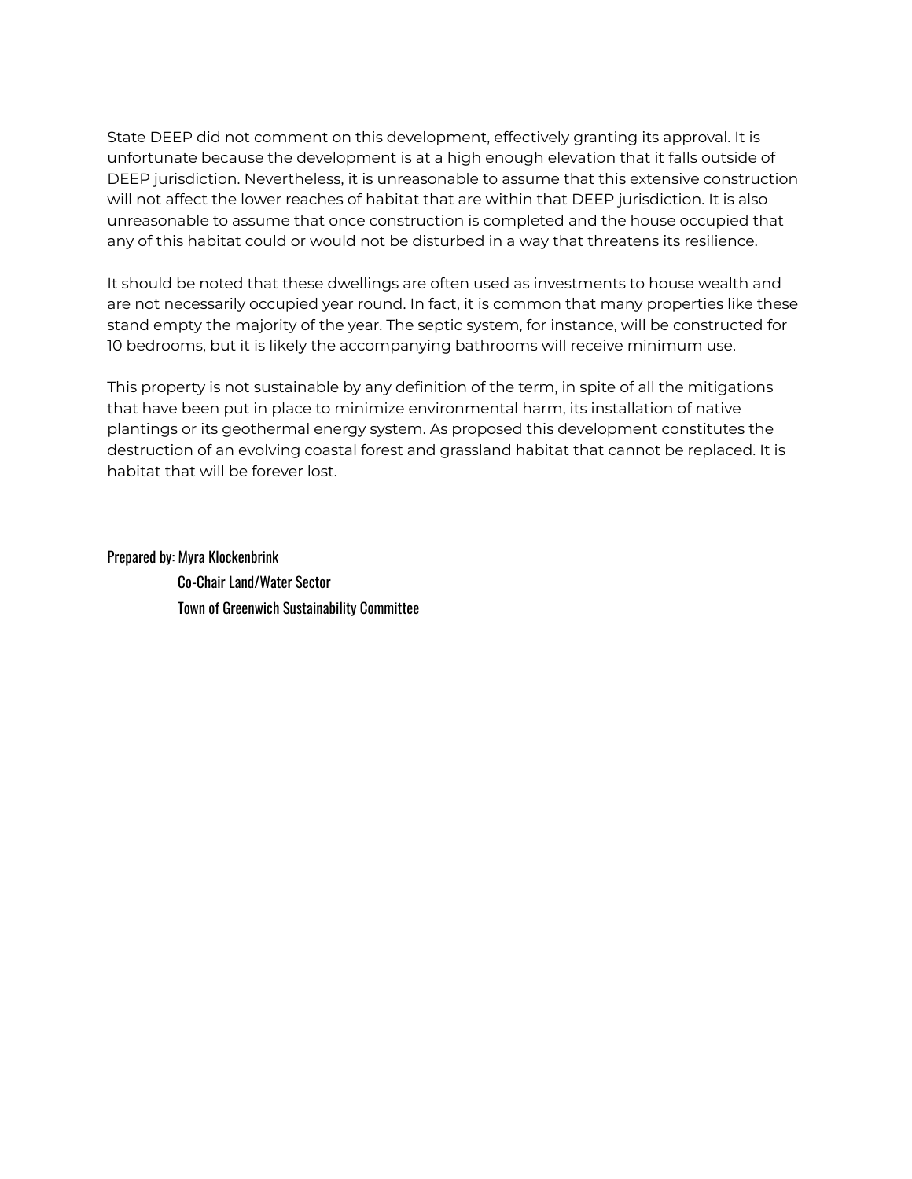State DEEP did not comment on this development, effectively granting its approval. It is unfortunate because the development is at a high enough elevation that it falls outside of DEEP jurisdiction. Nevertheless, it is unreasonable to assume that this extensive construction will not affect the lower reaches of habitat that are within that DEEP jurisdiction. It is also unreasonable to assume that once construction is completed and the house occupied that any of this habitat could or would not be disturbed in a way that threatens its resilience.

It should be noted that these dwellings are often used as investments to house wealth and are not necessarily occupied year round. In fact, it is common that many properties like these stand empty the majority of the year. The septic system, for instance, will be constructed for 10 bedrooms, but it is likely the accompanying bathrooms will receive minimum use.

This property is not sustainable by any definition of the term, in spite of all the mitigations that have been put in place to minimize environmental harm, its installation of native plantings or its geothermal energy system. As proposed this development constitutes the destruction of an evolving coastal forest and grassland habitat that cannot be replaced. It is habitat that will be forever lost.

Prepared by: Myra Klockenbrink
Co-Chair Land/Water Sector
Town of Greenwich Sustainability Committee